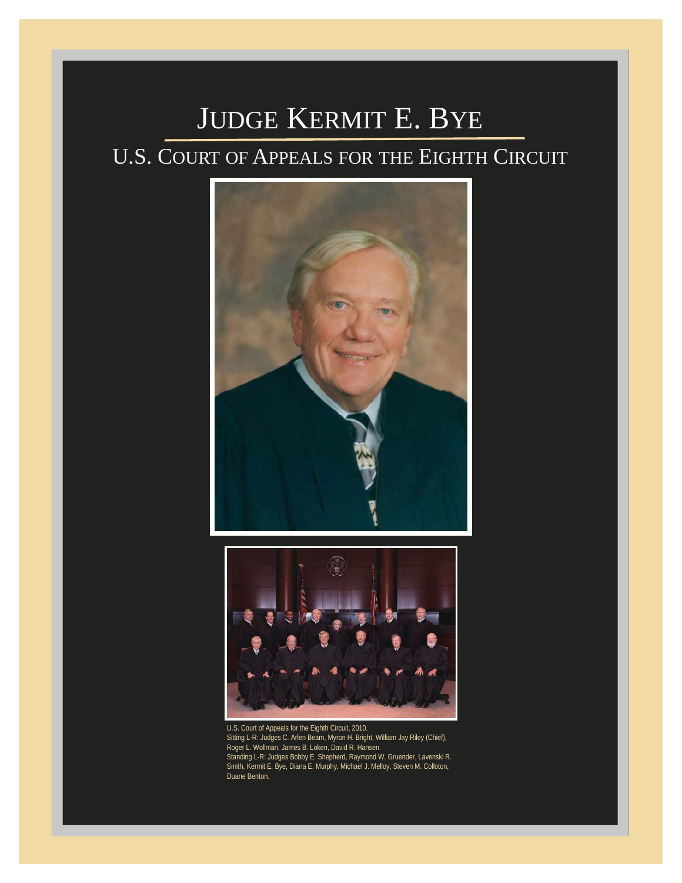# JUDGE KERMIT E. BYE

## U.S. COURT OF APPEALS FOR THE EIGHTH CIRCUIT

U.S. Court of Appeals for the Eighth Circuit, 2010.
Sitting L-R: Judges C. Arlen Beam, Myron H. Bright, William Jay Riley (Chief), Roger L. Wollman, James B. Loken, David R. Hansen.
Standing L-R: Judges Bobby E. Shepherd, Raymond W. Gruender, Lavenski R. Smith, Kermit E. Bye, Diana E. Murphy, Michael J. Melloy, Steven M. Colloton, Duane Benton.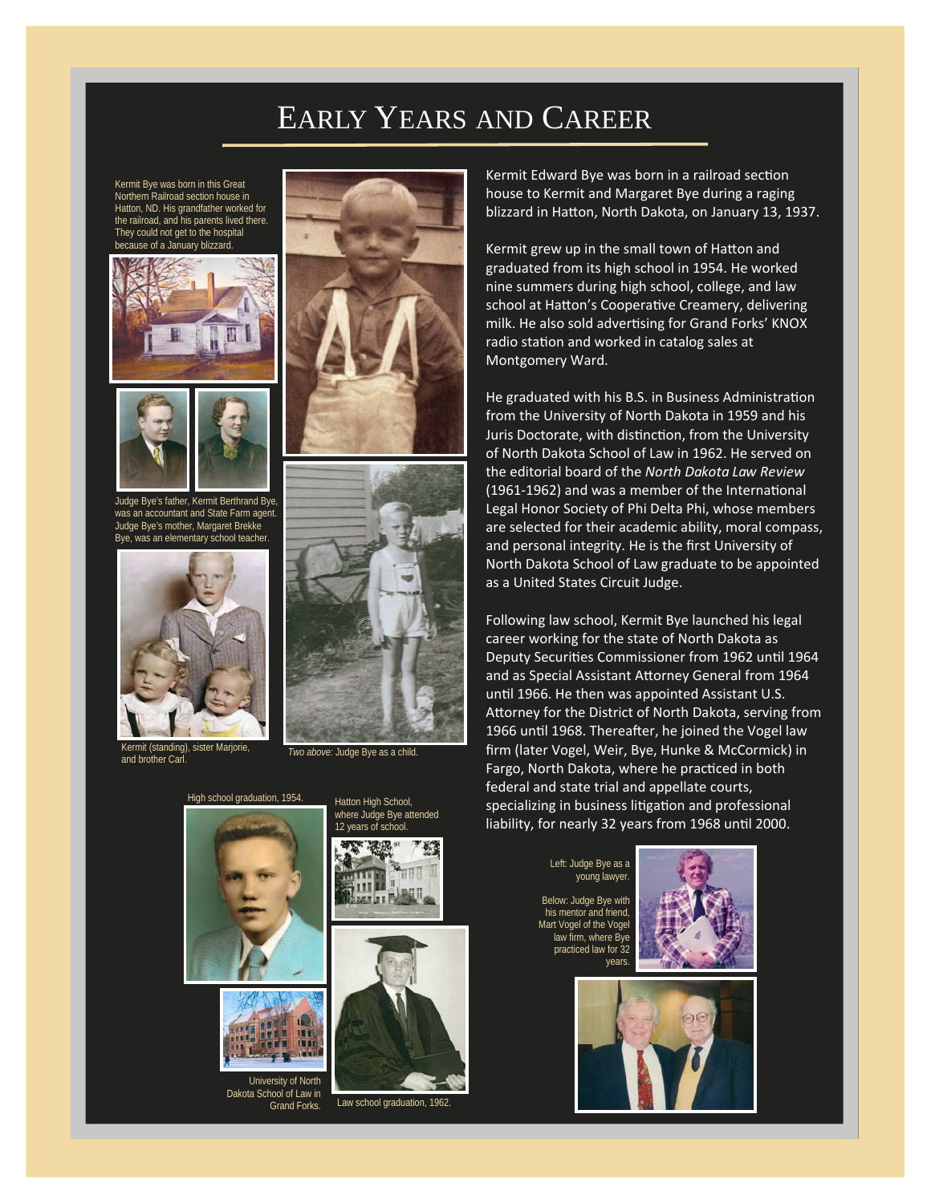# Early Years and Career

Kermit Bye was born in this Great Northern Railroad section house in Hatton, ND. His grandfather worked for the railroad, and his parents lived there. They could not get to the hospital because of a January blizzard.

Judge Bye's father, Kermit Berthrand Bye, was an accountant and State Farm agent. Judge Bye's mother, Margaret Brekke Bye, was an elementary school teacher.

Kermit (standing), sister Marjorie, and brother Carl.

*Two above:* Judge Bye as a child.

High school graduation, 1954.

Hatton High School, where Judge Bye attended 12 years of school.

University of North Dakota School of Law in Grand Forks.

Law school graduation, 1962.

Kermit Edward Bye was born in a railroad section house to Kermit and Margaret Bye during a raging blizzard in Hatton, North Dakota, on January 13, 1937.

Kermit grew up in the small town of Hatton and graduated from its high school in 1954. He worked nine summers during high school, college, and law school at Hatton's Cooperative Creamery, delivering milk. He also sold advertising for Grand Forks' KNOX radio station and worked in catalog sales at Montgomery Ward.

He graduated with his B.S. in Business Administration from the University of North Dakota in 1959 and his Juris Doctorate, with distinction, from the University of North Dakota School of Law in 1962. He served on the editorial board of the *North Dakota Law Review* (1961-1962) and was a member of the International Legal Honor Society of Phi Delta Phi, whose members are selected for their academic ability, moral compass, and personal integrity. He is the first University of North Dakota School of Law graduate to be appointed as a United States Circuit Judge.

Following law school, Kermit Bye launched his legal career working for the state of North Dakota as Deputy Securities Commissioner from 1962 until 1964 and as Special Assistant Attorney General from 1964 until 1966. He then was appointed Assistant U.S. Attorney for the District of North Dakota, serving from 1966 until 1968. Thereafter, he joined the Vogel law firm (later Vogel, Weir, Bye, Hunke & McCormick) in Fargo, North Dakota, where he practiced in both federal and state trial and appellate courts, specializing in business litigation and professional liability, for nearly 32 years from 1968 until 2000.

Left: Judge Bye as a young lawyer.

Below: Judge Bye with his mentor and friend, Mart Vogel of the Vogel law firm, where Bye practiced law for 32 years.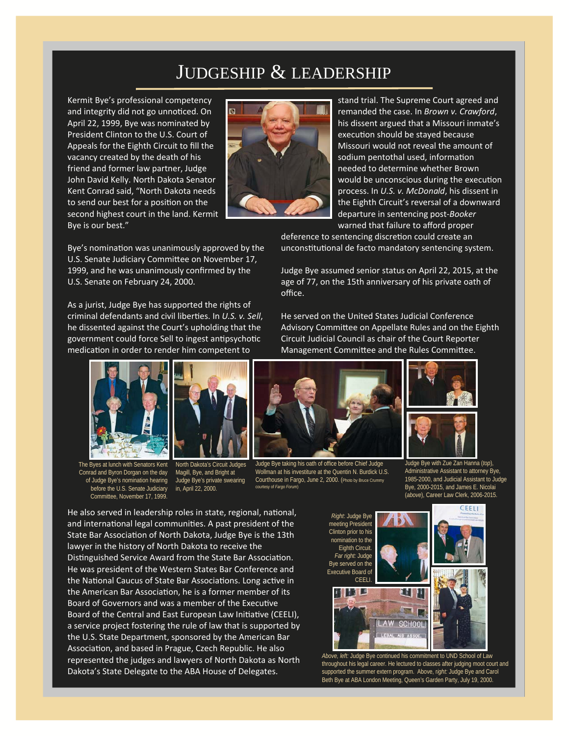# JUDGESHIP & LEADERSHIP

Kermit Bye's professional competency and integrity did not go unnoticed. On April 22, 1999, Bye was nominated by President Clinton to the U.S. Court of Appeals for the Eighth Circuit to fill the vacancy created by the death of his friend and former law partner, Judge John David Kelly. North Dakota Senator Kent Conrad said, "North Dakota needs to send our best for a position on the second highest court in the land. Kermit Bye is our best."

Bye's nomination was unanimously approved by the U.S. Senate Judiciary Committee on November 17, 1999, and he was unanimously confirmed by the U.S. Senate on February 24, 2000.

As a jurist, Judge Bye has supported the rights of criminal defendants and civil liberties. In *U.S. v. Sell*, he dissented against the Court's upholding that the government could force Sell to ingest antipsychotic medication in order to render him competent to stand trial. The Supreme Court agreed and remanded the case. In *Brown v. Crawford*, his dissent argued that a Missouri inmate's execution should be stayed because Missouri would not reveal the amount of sodium pentothal used, information needed to determine whether Brown would be unconscious during the execution process. In *U.S. v. McDonald*, his dissent in the Eighth Circuit's reversal of a downward departure in sentencing post-*Booker* warned that failure to afford proper deference to sentencing discretion could create an unconstitutional de facto mandatory sentencing system.

Judge Bye assumed senior status on April 22, 2015, at the age of 77, on the 15th anniversary of his private oath of office.

He served on the United States Judicial Conference Advisory Committee on Appellate Rules and on the Eighth Circuit Judicial Council as chair of the Court Reporter Management Committee and the Rules Committee.

The Byes at lunch with Senators Kent Conrad and Byron Dorgan on the day of Judge Bye's nomination hearing before the U.S. Senate Judiciary Committee, November 17, 1999.

North Dakota's Circuit Judges Magill, Bye, and Bright at Judge Bye's private swearing in, April 22, 2000.

Judge Bye taking his oath of office before Chief Judge Wollman at his investiture at the Quentin N. Burdick U.S. Courthouse in Fargo, June 2, 2000. (Photo by Bruce Crummy courtesy of *Fargo Forum*)

Judge Bye with Zue Zan Hanna (*top*), Administrative Assistant to attorney Bye, 1985-2000, and Judicial Assistant to Judge Bye, 2000-2015, and James E. Nicolai (*above*), Career Law Clerk, 2006-2015.

He also served in leadership roles in state, regional, national, and international legal communities. A past president of the State Bar Association of North Dakota, Judge Bye is the 13th lawyer in the history of North Dakota to receive the Distinguished Service Award from the State Bar Association. He was president of the Western States Bar Conference and the National Caucus of State Bar Associations. Long active in the American Bar Association, he is a former member of its Board of Governors and was a member of the Executive Board of the Central and East European Law Initiative (CEELI), a service project fostering the rule of law that is supported by the U.S. State Department, sponsored by the American Bar Association, and based in Prague, Czech Republic. He also represented the judges and lawyers of North Dakota as North Dakota's State Delegate to the ABA House of Delegates.

*Right*: Judge Bye meeting President Clinton prior to his nomination to the Eighth Circuit. *Far right:* Judge Bye served on the Executive Board of CEELI.

*Above, left:* Judge Bye continued his commitment to UND School of Law throughout his legal career. He lectured to classes after judging moot court and supported the summer extern program. Above, r*ight:* Judge Bye and Carol Beth Bye at ABA London Meeting, Queen's Garden Party, July 19, 2000.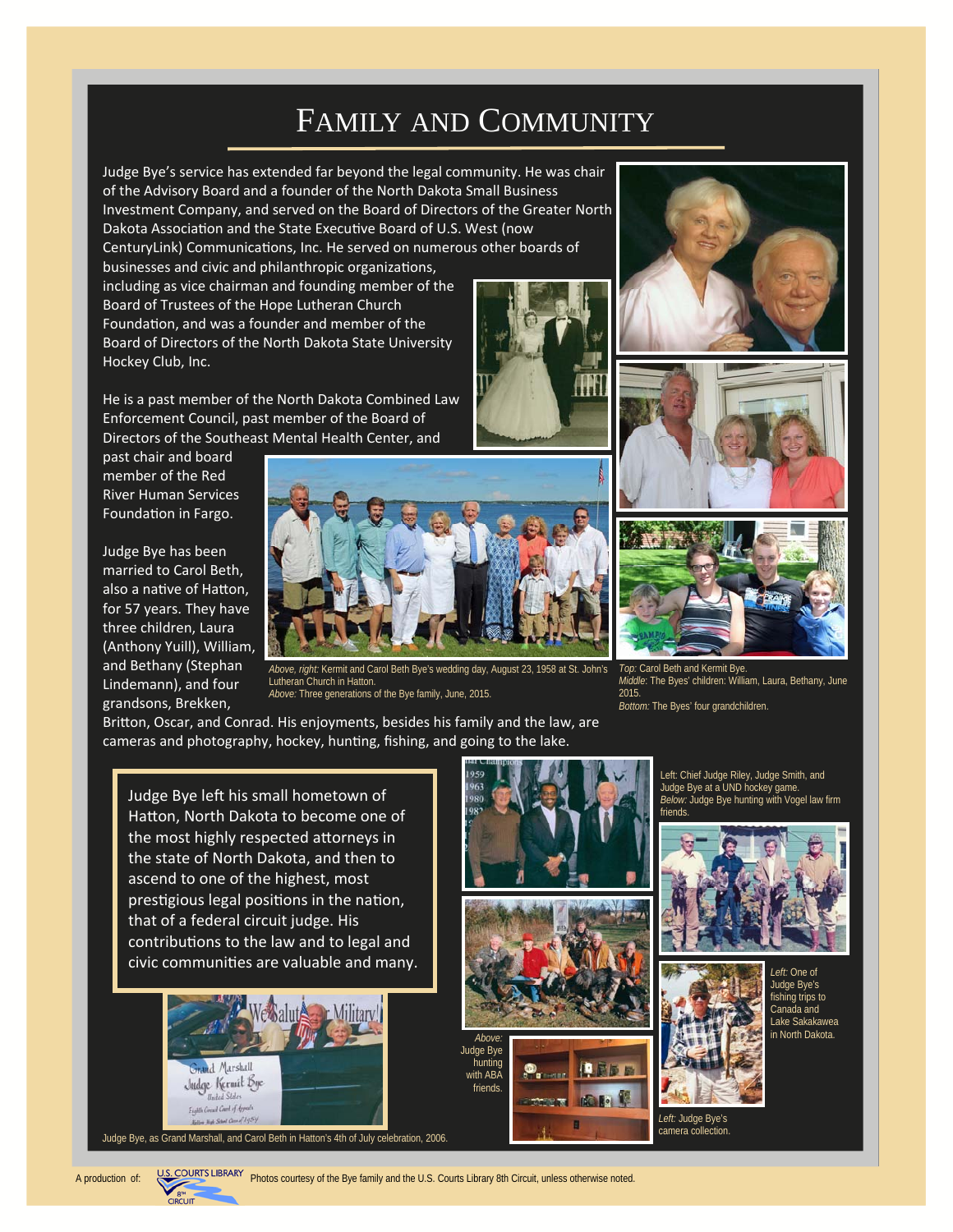# Family and Community

Judge Bye's service has extended far beyond the legal community. He was chair of the Advisory Board and a founder of the North Dakota Small Business Investment Company, and served on the Board of Directors of the Greater North Dakota Association and the State Executive Board of U.S. West (now CenturyLink) Communications, Inc. He served on numerous other boards of businesses and civic and philanthropic organizations, including as vice chairman and founding member of the Board of Trustees of the Hope Lutheran Church Foundation, and was a founder and member of the Board of Directors of the North Dakota State University Hockey Club, Inc.

He is a past member of the North Dakota Combined Law Enforcement Council, past member of the Board of Directors of the Southeast Mental Health Center, and past chair and board member of the Red River Human Services Foundation in Fargo.

Judge Bye has been married to Carol Beth, also a native of Hatton, for 57 years. They have three children, Laura (Anthony Yuill), William, and Bethany (Stephan Lindemann), and four grandsons, Brekken, Britton, Oscar, and Conrad. His enjoyments, besides his family and the law, are cameras and photography, hockey, hunting, fishing, and going to the lake.

*Above, right:* Kermit and Carol Beth Bye's wedding day, August 23, 1958 at St. John's Lutheran Church in Hatton.
*Above:* Three generations of the Bye family, June, 2015.

*Top:* Carol Beth and Kermit Bye.
*Middle:* The Byes' children: William, Laura, Bethany, June 2015.
*Bottom:* The Byes' four grandchildren.

Judge Bye left his small hometown of Hatton, North Dakota to become one of the most highly respected attorneys in the state of North Dakota, and then to ascend to one of the highest, most prestigious legal positions in the nation, that of a federal circuit judge. His contributions to the law and to legal and civic communities are valuable and many.

Judge Bye, as Grand Marshall, and Carol Beth in Hatton's 4th of July celebration, 2006.

Left: Chief Judge Riley, Judge Smith, and Judge Bye at a UND hockey game.
*Below:* Judge Bye hunting with Vogel law firm friends.

*Above:* Judge Bye hunting with ABA friends.

*Left:* One of Judge Bye's fishing trips to Canada and Lake Sakakawea in North Dakota.

*Left:* Judge Bye's camera collection.

A production of: U.S. COURTS LIBRARY 8TH CIRCUIT Photos courtesy of the Bye family and the U.S. Courts Library 8th Circuit, unless otherwise noted.